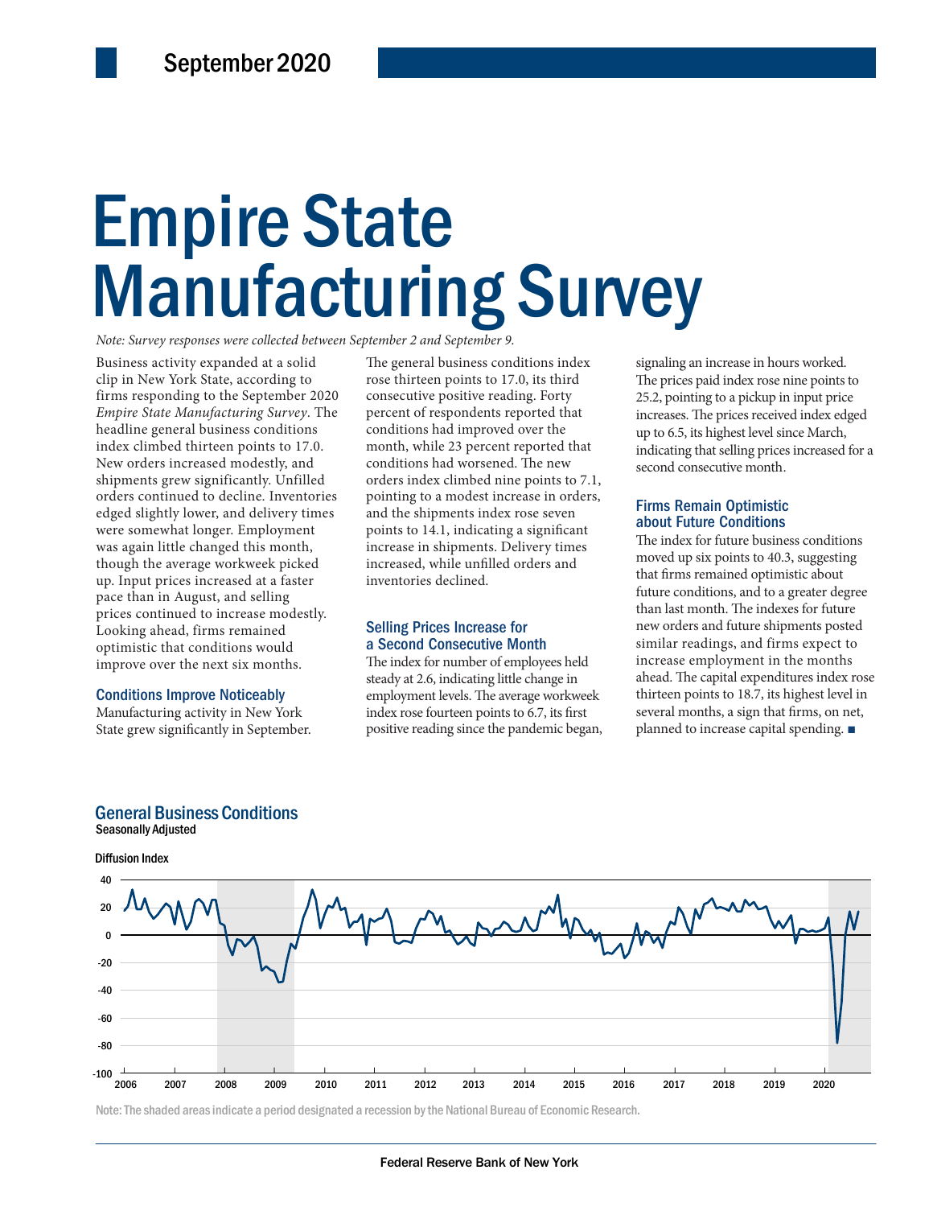September 2020

# Empire State Manufacturing Survey

*Note: Survey responses were collected between September 2 and September 9.*

Business activity expanded at a solid clip in New York State, according to firms responding to the September 2020 *Empire State Manufacturing Survey*. The headline general business conditions index climbed thirteen points to 17.0. New orders increased modestly, and shipments grew significantly. Unfilled orders continued to decline. Inventories edged slightly lower, and delivery times were somewhat longer. Employment was again little changed this month, though the average workweek picked up. Input prices increased at a faster pace than in August, and selling prices continued to increase modestly. Looking ahead, firms remained optimistic that conditions would improve over the next six months.

## Conditions Improve Noticeably

Manufacturing activity in New York State grew significantly in September. The general business conditions index rose thirteen points to 17.0, its third consecutive positive reading. Forty percent of respondents reported that conditions had improved over the month, while 23 percent reported that conditions had worsened. The new orders index climbed nine points to 7.1, pointing to a modest increase in orders, and the shipments index rose seven points to 14.1, indicating a significant increase in shipments. Delivery times increased, while unfilled orders and inventories declined.

## Selling Prices Increase for a Second Consecutive Month

The index for number of employees held steady at 2.6, indicating little change in employment levels. The average workweek index rose fourteen points to 6.7, its first positive reading since the pandemic began, signaling an increase in hours worked. The prices paid index rose nine points to 25.2, pointing to a pickup in input price increases. The prices received index edged up to 6.5, its highest level since March, indicating that selling prices increased for a second consecutive month.

## Firms Remain Optimistic about Future Conditions

The index for future business conditions moved up six points to 40.3, suggesting that firms remained optimistic about future conditions, and to a greater degree than last month. The indexes for future new orders and future shipments posted similar readings, and firms expect to increase employment in the months ahead. The capital expenditures index rose thirteen points to 18.7, its highest level in several months, a sign that firms, on net, planned to increase capital spending. ■

## General Business Conditions

Seasonally Adjusted

Diffusion Index

Note: The shaded areas indicate a period designated a recession by the National Bureau of Economic Research.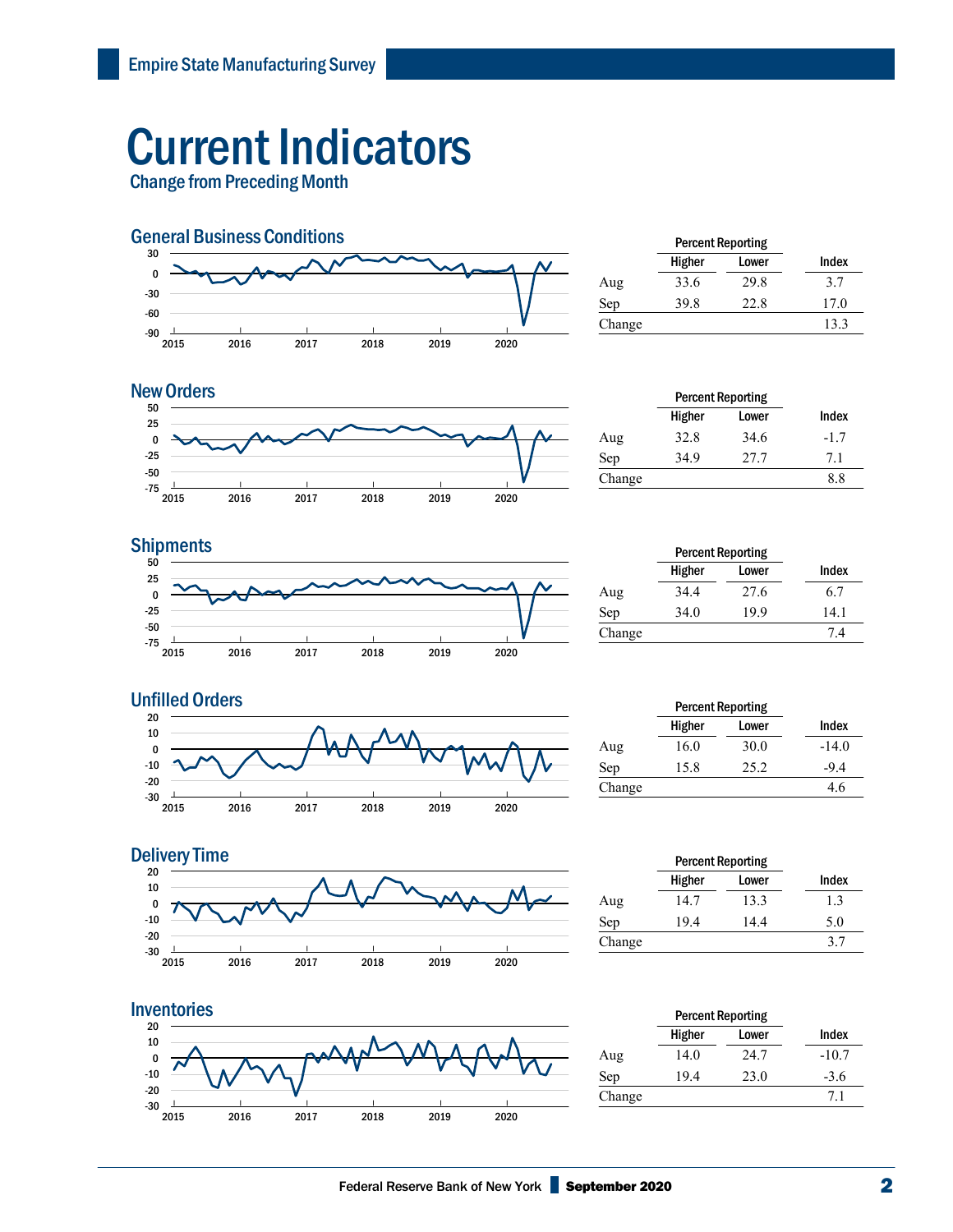# Current Indicators

## Change from Preceding Month

### General Business Conditions

| | Percent Reporting Higher | Percent Reporting Lower | Index |
|---|---|---|---|
| Aug | 33.6 | 29.8 | 3.7 |
| Sep | 39.8 | 22.8 | 17.0 |
| Change | | | 13.3 |

### New Orders

| | Percent Reporting Higher | Percent Reporting Lower | Index |
|---|---|---|---|
| Aug | 32.8 | 34.6 | -1.7 |
| Sep | 34.9 | 27.7 | 7.1 |
| Change | | | 8.8 |

### Shipments

| | Percent Reporting Higher | Percent Reporting Lower | Index |
|---|---|---|---|
| Aug | 34.4 | 27.6 | 6.7 |
| Sep | 34.0 | 19.9 | 14.1 |
| Change | | | 7.4 |

### Unfilled Orders

| | Percent Reporting Higher | Percent Reporting Lower | Index |
|---|---|---|---|
| Aug | 16.0 | 30.0 | -14.0 |
| Sep | 15.8 | 25.2 | -9.4 |
| Change | | | 4.6 |

### Delivery Time

| | Percent Reporting Higher | Percent Reporting Lower | Index |
|---|---|---|---|
| Aug | 14.7 | 13.3 | 1.3 |
| Sep | 19.4 | 14.4 | 5.0 |
| Change | | | 3.7 |

### Inventories

| | Percent Reporting Higher | Percent Reporting Lower | Index |
|---|---|---|---|
| Aug | 14.0 | 24.7 | -10.7 |
| Sep | 19.4 | 23.0 | -3.6 |
| Change | | | 7.1 |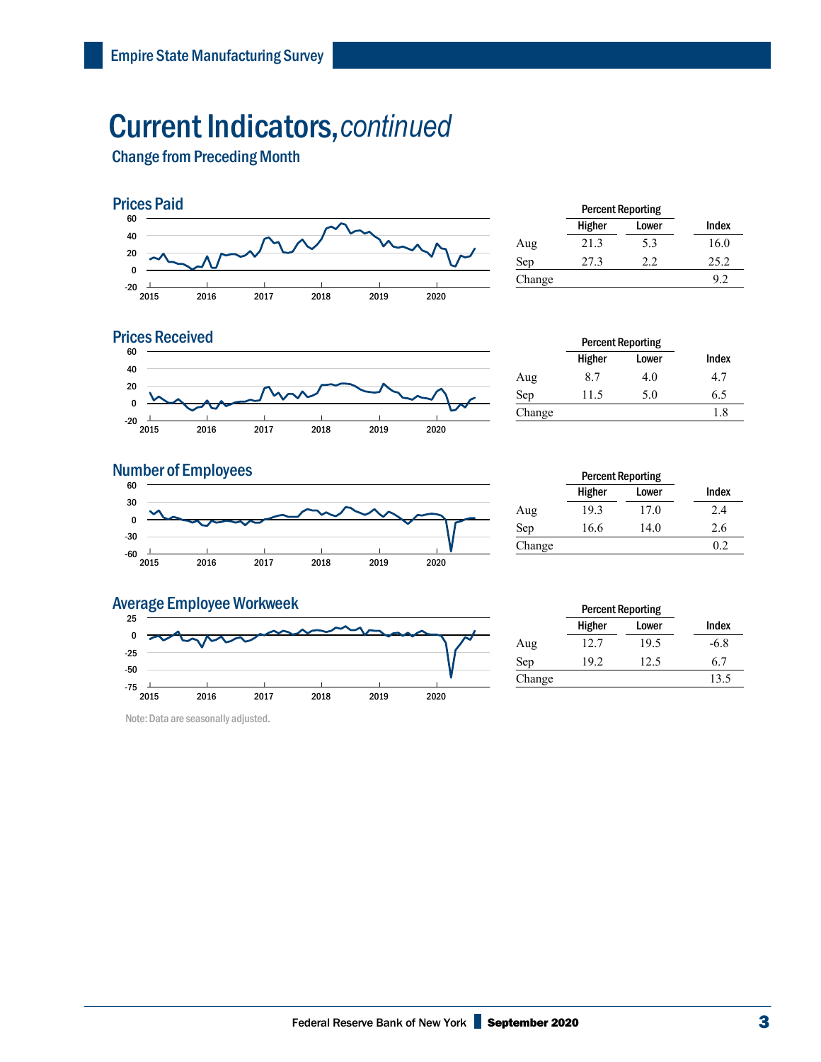# Current Indicators, *continued*

## Change from Preceding Month

### Prices Paid

| | Percent Reporting | | |
|---|---|---|---|
| | Higher | Lower | Index |
| Aug | 21.3 | 5.3 | 16.0 |
| Sep | 27.3 | 2.2 | 25.2 |
| Change | | | 9.2 |

### Prices Received

| | Percent Reporting | | |
|---|---|---|---|
| | Higher | Lower | Index |
| Aug | 8.7 | 4.0 | 4.7 |
| Sep | 11.5 | 5.0 | 6.5 |
| Change | | | 1.8 |

### Number of Employees

| | Percent Reporting | | |
|---|---|---|---|
| | Higher | Lower | Index |
| Aug | 19.3 | 17.0 | 2.4 |
| Sep | 16.6 | 14.0 | 2.6 |
| Change | | | 0.2 |

### Average Employee Workweek

| | Percent Reporting | | |
|---|---|---|---|
| | Higher | Lower | Index |
| Aug | 12.7 | 19.5 | -6.8 |
| Sep | 19.2 | 12.5 | 6.7 |
| Change | | | 13.5 |

Note: Data are seasonally adjusted.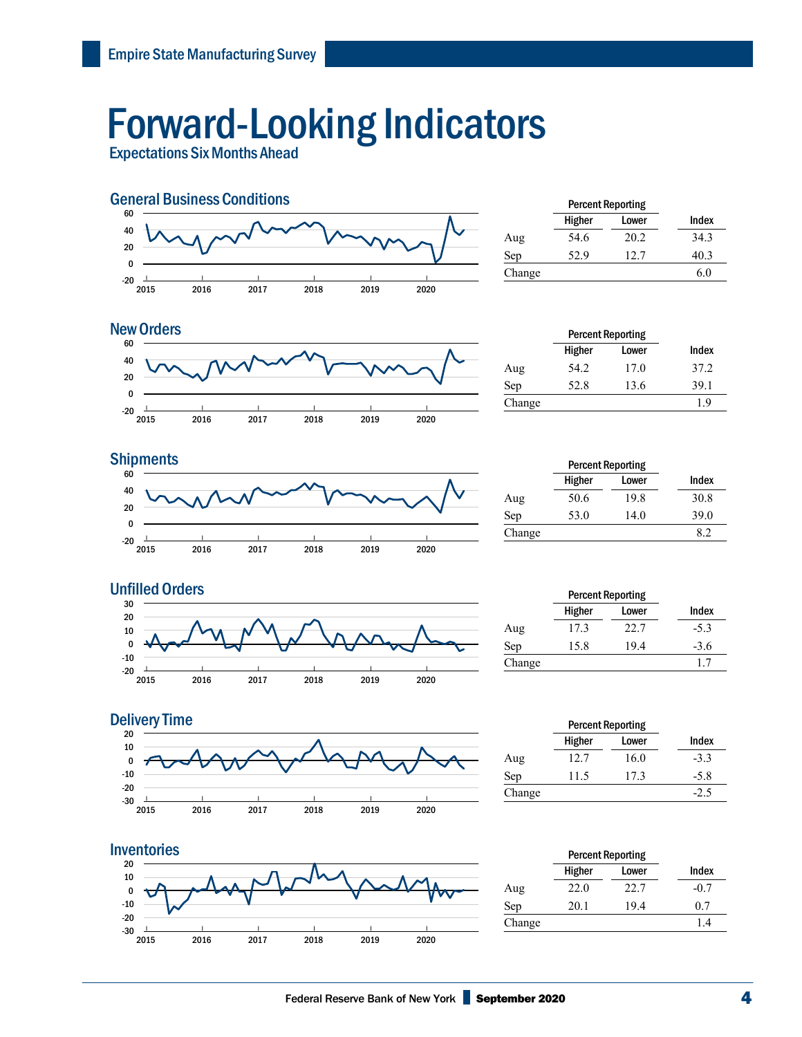# Forward-Looking Indicators

Expectations Six Months Ahead

### General Business Conditions

| | Percent Reporting | | |
|---|---|---|---|
| | Higher | Lower | Index |
| Aug | 54.6 | 20.2 | 34.3 |
| Sep | 52.9 | 12.7 | 40.3 |
| Change | | | 6.0 |

### New Orders

| | Percent Reporting | | |
|---|---|---|---|
| | Higher | Lower | Index |
| Aug | 54.2 | 17.0 | 37.2 |
| Sep | 52.8 | 13.6 | 39.1 |
| Change | | | 1.9 |

### Shipments

| | Percent Reporting | | |
|---|---|---|---|
| | Higher | Lower | Index |
| Aug | 50.6 | 19.8 | 30.8 |
| Sep | 53.0 | 14.0 | 39.0 |
| Change | | | 8.2 |

### Unfilled Orders

| | Percent Reporting | | |
|---|---|---|---|
| | Higher | Lower | Index |
| Aug | 17.3 | 22.7 | -5.3 |
| Sep | 15.8 | 19.4 | -3.6 |
| Change | | | 1.7 |

### Delivery Time

| | Percent Reporting | | |
|---|---|---|---|
| | Higher | Lower | Index |
| Aug | 12.7 | 16.0 | -3.3 |
| Sep | 11.5 | 17.3 | -5.8 |
| Change | | | -2.5 |

### Inventories

| | Percent Reporting | | |
|---|---|---|---|
| | Higher | Lower | Index |
| Aug | 22.0 | 22.7 | -0.7 |
| Sep | 20.1 | 19.4 | 0.7 |
| Change | | | 1.4 |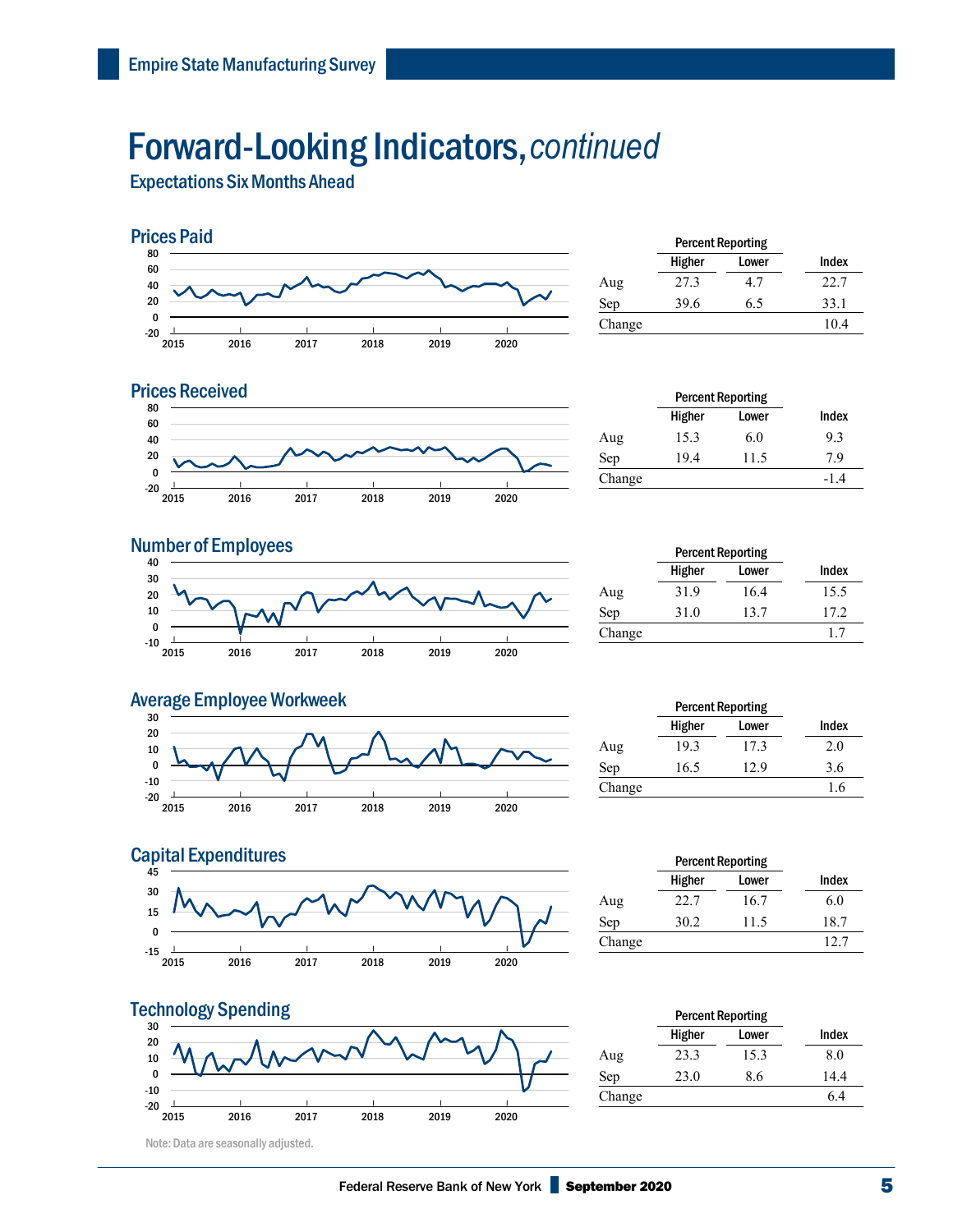# Forward-Looking Indicators, *continued*

### Expectations Six Months Ahead

## Prices Paid

80
60
40
20
0
-20
2015 2016 2017 2018 2019 2020

| | Percent Reporting | | |
|---|---|---|---|
| | Higher | Lower | Index |
| Aug | 27.3 | 4.7 | 22.7 |
| Sep | 39.6 | 6.5 | 33.1 |
| Change | | | 10.4 |

## Prices Received

80
60
40
20
0
-20
2015 2016 2017 2018 2019 2020

| | Percent Reporting | | |
|---|---|---|---|
| | Higher | Lower | Index |
| Aug | 15.3 | 6.0 | 9.3 |
| Sep | 19.4 | 11.5 | 7.9 |
| Change | | | -1.4 |

## Number of Employees

40
30
20
10
0
-10
2015 2016 2017 2018 2019 2020

| | Percent Reporting | | |
|---|---|---|---|
| | Higher | Lower | Index |
| Aug | 31.9 | 16.4 | 15.5 |
| Sep | 31.0 | 13.7 | 17.2 |
| Change | | | 1.7 |

## Average Employee Workweek

30
20
10
0
-10
-20
2015 2016 2017 2018 2019 2020

| | Percent Reporting | | |
|---|---|---|---|
| | Higher | Lower | Index |
| Aug | 19.3 | 17.3 | 2.0 |
| Sep | 16.5 | 12.9 | 3.6 |
| Change | | | 1.6 |

## Capital Expenditures

45
30
15
0
-15
2015 2016 2017 2018 2019 2020

| | Percent Reporting | | |
|---|---|---|---|
| | Higher | Lower | Index |
| Aug | 22.7 | 16.7 | 6.0 |
| Sep | 30.2 | 11.5 | 18.7 |
| Change | | | 12.7 |

## Technology Spending

30
20
10
0
-10
-20
2015 2016 2017 2018 2019 2020

| | Percent Reporting | | |
|---|---|---|---|
| | Higher | Lower | Index |
| Aug | 23.3 | 15.3 | 8.0 |
| Sep | 23.0 | 8.6 | 14.4 |
| Change | | | 6.4 |

Note: Data are seasonally adjusted.